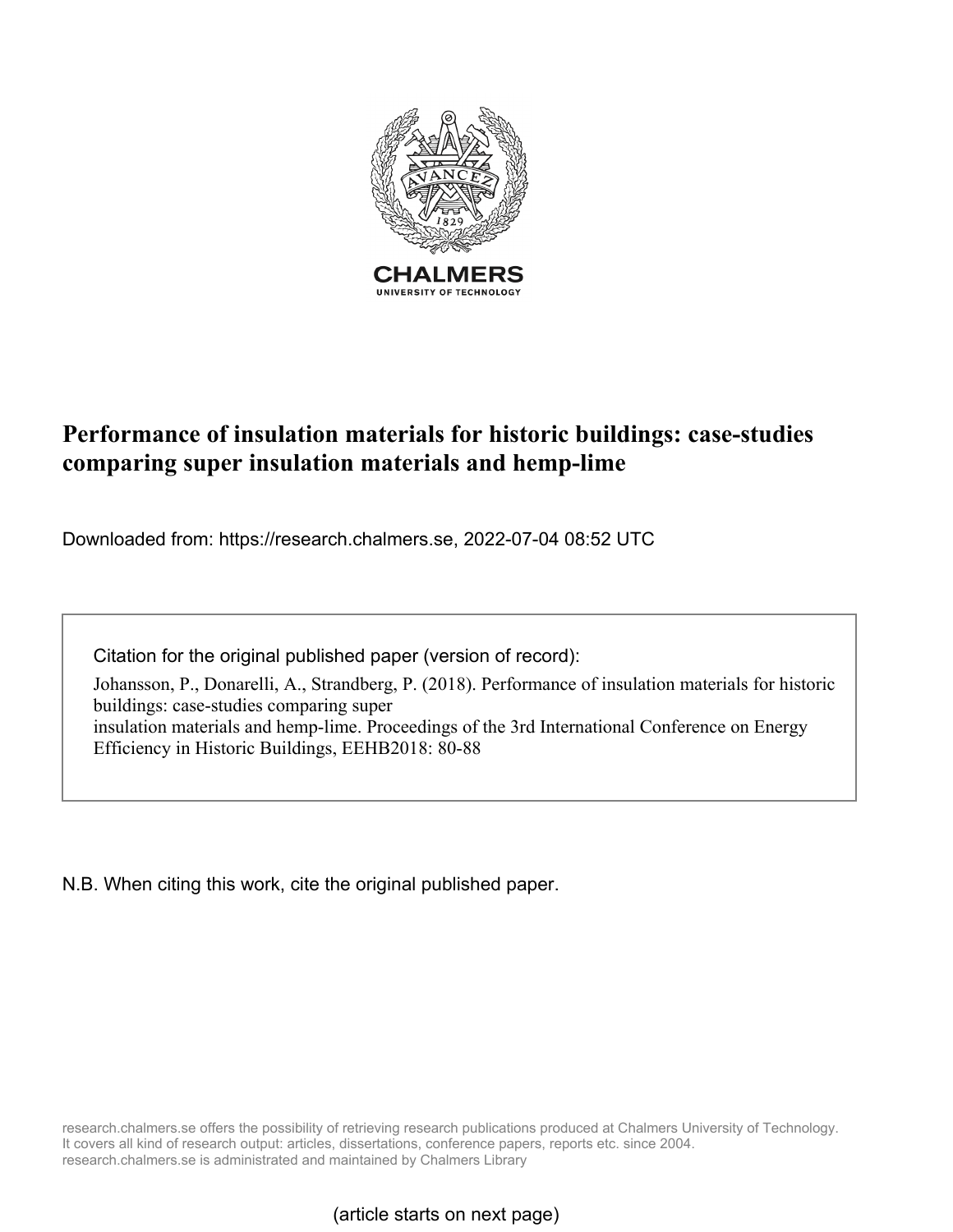CHALMERS
UNIVERSITY OF TECHNOLOGY

# Performance of insulation materials for historic buildings: case-studies comparing super insulation materials and hemp-lime

Downloaded from: https://research.chalmers.se, 2022-07-04 08:52 UTC

Citation for the original published paper (version of record):

Johansson, P., Donarelli, A., Strandberg, P. (2018). Performance of insulation materials for historic buildings: case-studies comparing super insulation materials and hemp-lime. Proceedings of the 3rd International Conference on Energy Efficiency in Historic Buildings, EEHB2018: 80-88

N.B. When citing this work, cite the original published paper.

research.chalmers.se offers the possibility of retrieving research publications produced at Chalmers University of Technology. It covers all kind of research output: articles, dissertations, conference papers, reports etc. since 2004. research.chalmers.se is administrated and maintained by Chalmers Library

(article starts on next page)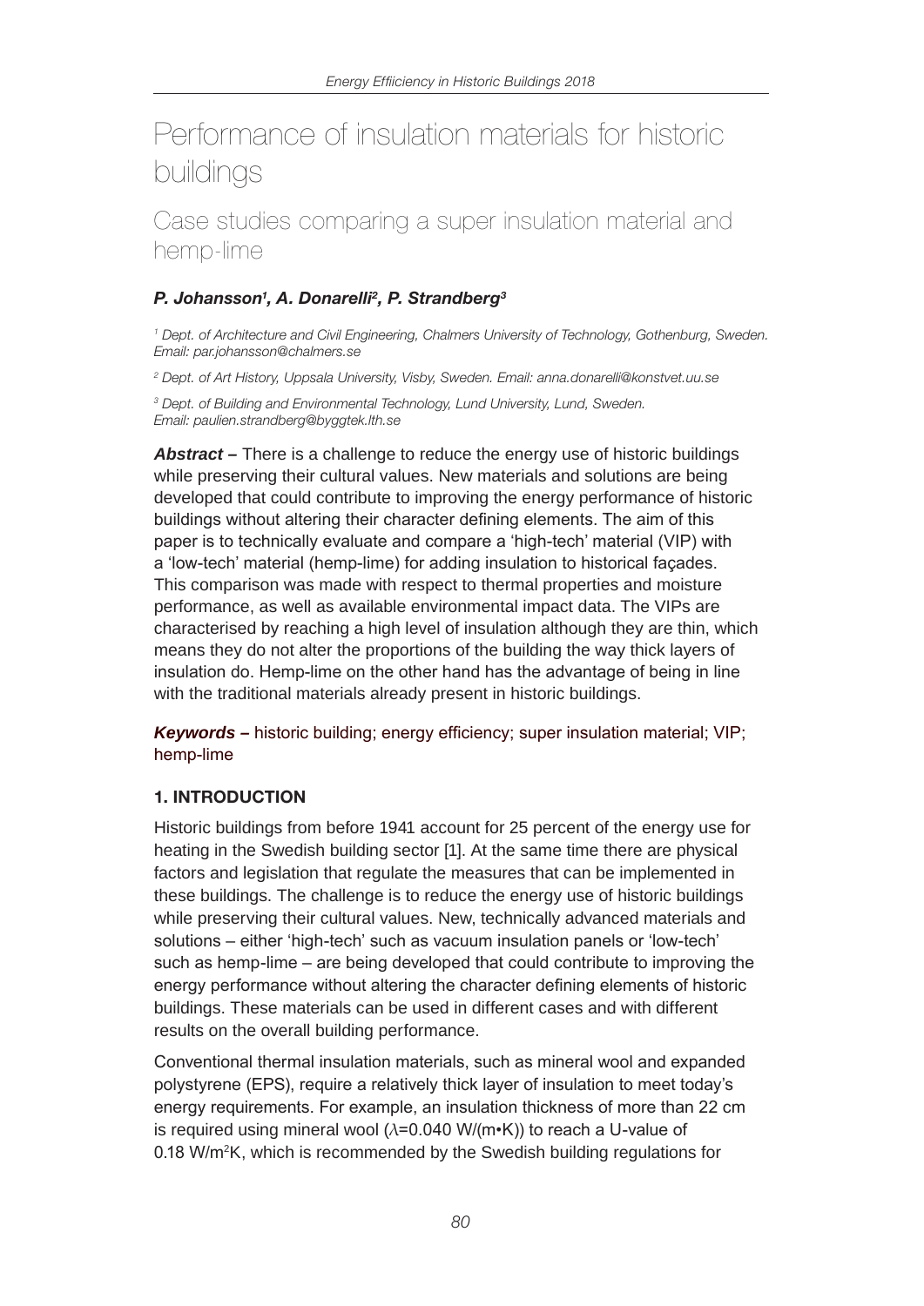// Performance of insulation materials for historic buildings

## Case studies comparing a super insulation material and hemp-lime

***P. Johansson[1], A. Donarelli[2], P. Strandberg[3]***

*[1] Dept. of Architecture and Civil Engineering, Chalmers University of Technology, Gothenburg, Sweden. Email: par.johansson@chalmers.se*

*[2] Dept. of Art History, Uppsala University, Visby, Sweden. Email: anna.donarelli@konstvet.uu.se*

*[3] Dept. of Building and Environmental Technology, Lund University, Lund, Sweden. Email: paulien.strandberg@byggtek.lth.se*

***Abstract –*** There is a challenge to reduce the energy use of historic buildings while preserving their cultural values. New materials and solutions are being developed that could contribute to improving the energy performance of historic buildings without altering their character defining elements. The aim of this paper is to technically evaluate and compare a 'high-tech' material (VIP) with a 'low-tech' material (hemp-lime) for adding insulation to historical façades. This comparison was made with respect to thermal properties and moisture performance, as well as available environmental impact data. The VIPs are characterised by reaching a high level of insulation although they are thin, which means they do not alter the proportions of the building the way thick layers of insulation do. Hemp-lime on the other hand has the advantage of being in line with the traditional materials already present in historic buildings.

***Keywords –*** historic building; energy efficiency; super insulation material; VIP; hemp-lime

### 1. INTRODUCTION

Historic buildings from before 1941 account for 25 percent of the energy use for heating in the Swedish building sector [1]. At the same time there are physical factors and legislation that regulate the measures that can be implemented in these buildings. The challenge is to reduce the energy use of historic buildings while preserving their cultural values. New, technically advanced materials and solutions – either 'high-tech' such as vacuum insulation panels or 'low-tech' such as hemp-lime – are being developed that could contribute to improving the energy performance without altering the character defining elements of historic buildings. These materials can be used in different cases and with different results on the overall building performance.

Conventional thermal insulation materials, such as mineral wool and expanded polystyrene (EPS), require a relatively thick layer of insulation to meet today's energy requirements. For example, an insulation thickness of more than 22 cm is required using mineral wool ($\lambda$=0.040 W/(m•K)) to reach a U-value of 0.18 W/m$^2$K, which is recommended by the Swedish building regulations for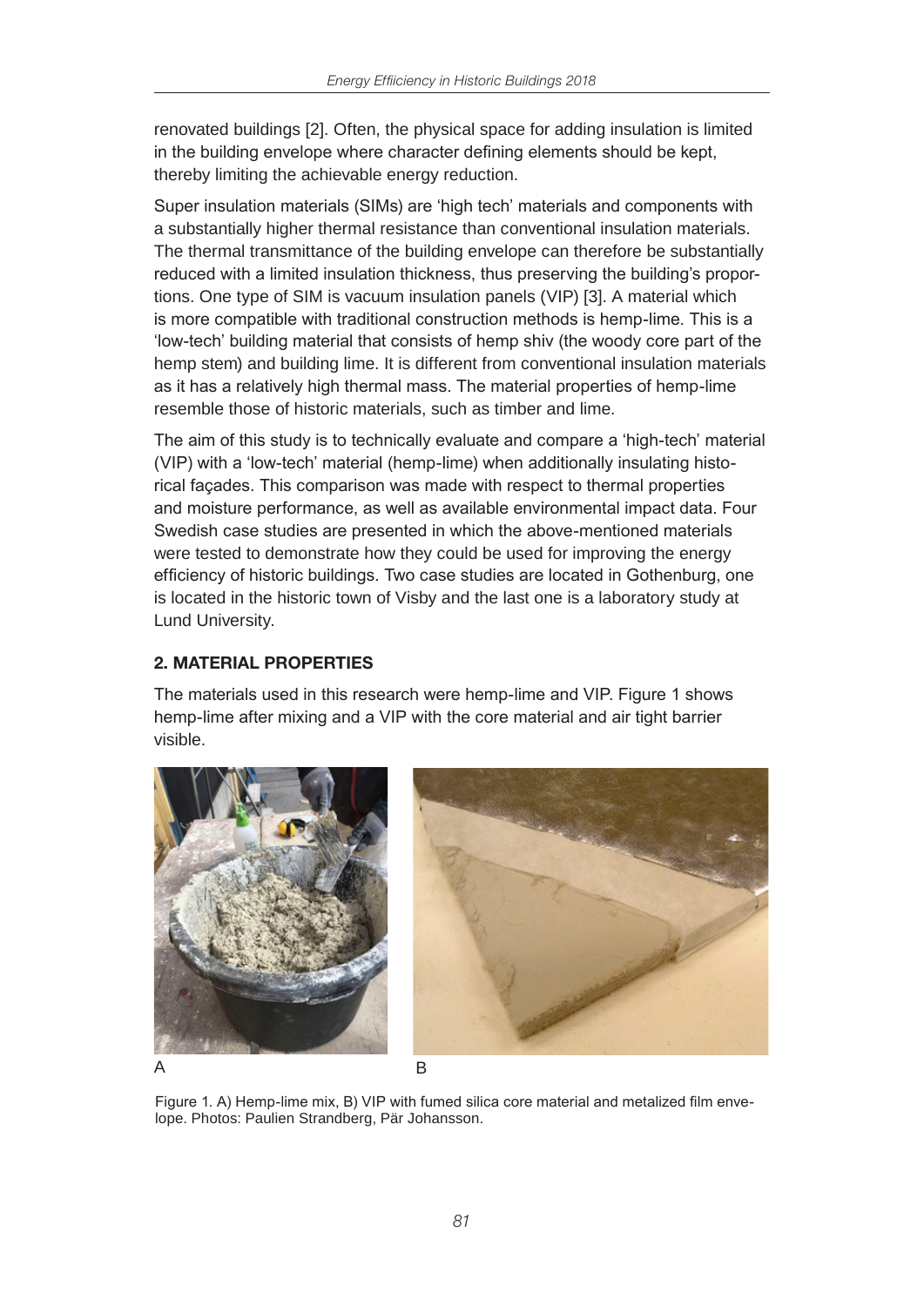renovated buildings [2]. Often, the physical space for adding insulation is limited in the building envelope where character defining elements should be kept, thereby limiting the achievable energy reduction.

Super insulation materials (SIMs) are 'high tech' materials and components with a substantially higher thermal resistance than conventional insulation materials. The thermal transmittance of the building envelope can therefore be substantially reduced with a limited insulation thickness, thus preserving the building's proportions. One type of SIM is vacuum insulation panels (VIP) [3]. A material which is more compatible with traditional construction methods is hemp-lime. This is a 'low-tech' building material that consists of hemp shiv (the woody core part of the hemp stem) and building lime. It is different from conventional insulation materials as it has a relatively high thermal mass. The material properties of hemp-lime resemble those of historic materials, such as timber and lime.

The aim of this study is to technically evaluate and compare a 'high-tech' material (VIP) with a 'low-tech' material (hemp-lime) when additionally insulating historical façades. This comparison was made with respect to thermal properties and moisture performance, as well as available environmental impact data. Four Swedish case studies are presented in which the above-mentioned materials were tested to demonstrate how they could be used for improving the energy efficiency of historic buildings. Two case studies are located in Gothenburg, one is located in the historic town of Visby and the last one is a laboratory study at Lund University.

## 2. MATERIAL PROPERTIES

The materials used in this research were hemp-lime and VIP. Figure 1 shows hemp-lime after mixing and a VIP with the core material and air tight barrier visible.

A B

Figure 1. A) Hemp-lime mix, B) VIP with fumed silica core material and metalized film envelope. Photos: Paulien Strandberg, Pär Johansson.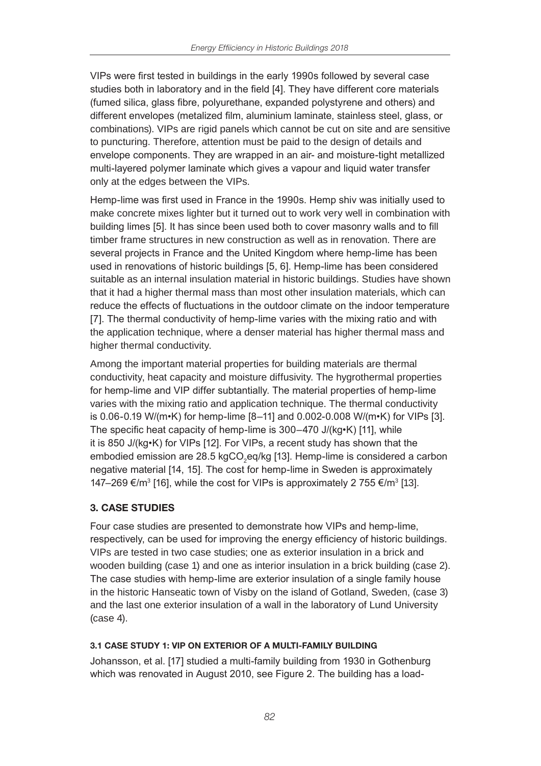VIPs were first tested in buildings in the early 1990s followed by several case studies both in laboratory and in the field [4]. They have different core materials (fumed silica, glass fibre, polyurethane, expanded polystyrene and others) and different envelopes (metalized film, aluminium laminate, stainless steel, glass, or combinations). VIPs are rigid panels which cannot be cut on site and are sensitive to puncturing. Therefore, attention must be paid to the design of details and envelope components. They are wrapped in an air- and moisture-tight metallized multi-layered polymer laminate which gives a vapour and liquid water transfer only at the edges between the VIPs.

Hemp-lime was first used in France in the 1990s. Hemp shiv was initially used to make concrete mixes lighter but it turned out to work very well in combination with building limes [5]. It has since been used both to cover masonry walls and to fill timber frame structures in new construction as well as in renovation. There are several projects in France and the United Kingdom where hemp-lime has been used in renovations of historic buildings [5, 6]. Hemp-lime has been considered suitable as an internal insulation material in historic buildings. Studies have shown that it had a higher thermal mass than most other insulation materials, which can reduce the effects of fluctuations in the outdoor climate on the indoor temperature [7]. The thermal conductivity of hemp-lime varies with the mixing ratio and with the application technique, where a denser material has higher thermal mass and higher thermal conductivity.

Among the important material properties for building materials are thermal conductivity, heat capacity and moisture diffusivity. The hygrothermal properties for hemp-lime and VIP differ subtantially. The material properties of hemp-lime varies with the mixing ratio and application technique. The thermal conductivity is 0.06-0.19 W/(m•K) for hemp-lime [8–11] and 0.002-0.008 W/(m•K) for VIPs [3]. The specific heat capacity of hemp-lime is 300–470 J/(kg•K) [11], while it is 850 J/(kg•K) for VIPs [12]. For VIPs, a recent study has shown that the embodied emission are 28.5 kg$CO_2$eq/kg [13]. Hemp-lime is considered a carbon negative material [14, 15]. The cost for hemp-lime in Sweden is approximately 147–269 €/m$^3$ [16], while the cost for VIPs is approximately 2 755 €/m$^3$ [13].

## 3. CASE STUDIES

Four case studies are presented to demonstrate how VIPs and hemp-lime, respectively, can be used for improving the energy efficiency of historic buildings. VIPs are tested in two case studies; one as exterior insulation in a brick and wooden building (case 1) and one as interior insulation in a brick building (case 2). The case studies with hemp-lime are exterior insulation of a single family house in the historic Hanseatic town of Visby on the island of Gotland, Sweden, (case 3) and the last one exterior insulation of a wall in the laboratory of Lund University (case 4).

### 3.1 CASE STUDY 1: VIP ON EXTERIOR OF A MULTI-FAMILY BUILDING

Johansson, et al. [17] studied a multi-family building from 1930 in Gothenburg which was renovated in August 2010, see Figure 2. The building has a load-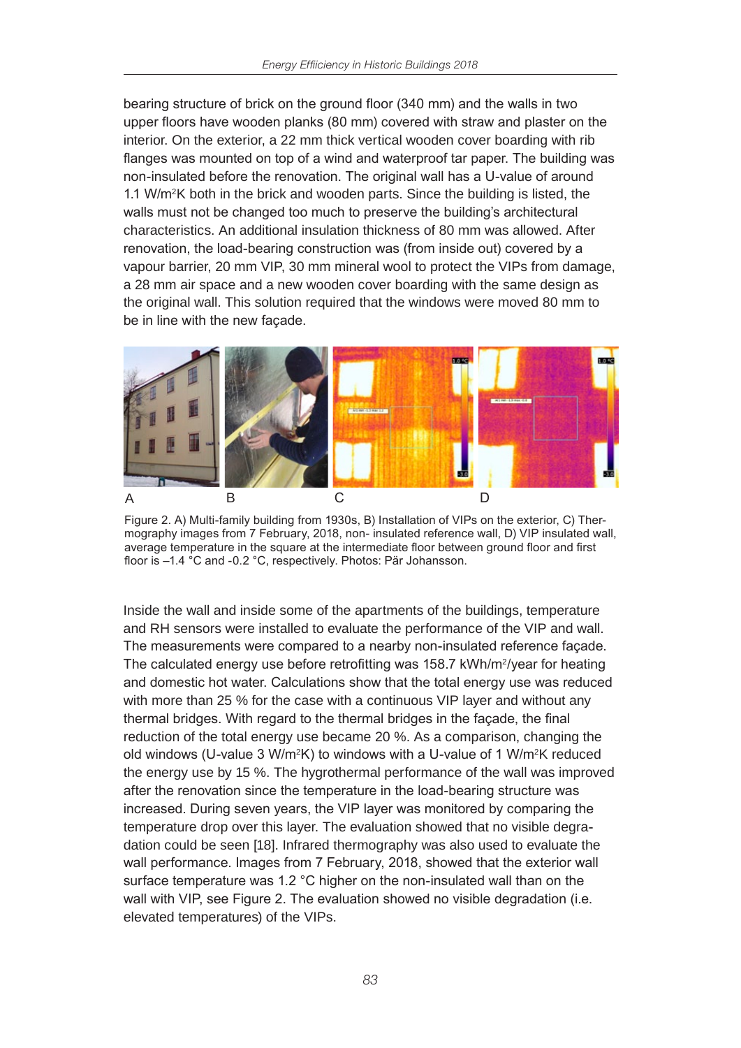bearing structure of brick on the ground floor (340 mm) and the walls in two upper floors have wooden planks (80 mm) covered with straw and plaster on the interior. On the exterior, a 22 mm thick vertical wooden cover boarding with rib flanges was mounted on top of a wind and waterproof tar paper. The building was non-insulated before the renovation. The original wall has a U-value of around 1.1 W/m²K both in the brick and wooden parts. Since the building is listed, the walls must not be changed too much to preserve the building's architectural characteristics. An additional insulation thickness of 80 mm was allowed. After renovation, the load-bearing construction was (from inside out) covered by a vapour barrier, 20 mm VIP, 30 mm mineral wool to protect the VIPs from damage, a 28 mm air space and a new wooden cover boarding with the same design as the original wall. This solution required that the windows were moved 80 mm to be in line with the new façade.

Figure 2. A) Multi-family building from 1930s, B) Installation of VIPs on the exterior, C) Thermography images from 7 February, 2018, non- insulated reference wall, D) VIP insulated wall, average temperature in the square at the intermediate floor between ground floor and first floor is –1.4 °C and -0.2 °C, respectively. Photos: Pär Johansson.

Inside the wall and inside some of the apartments of the buildings, temperature and RH sensors were installed to evaluate the performance of the VIP and wall. The measurements were compared to a nearby non-insulated reference façade. The calculated energy use before retrofitting was 158.7 kWh/m²/year for heating and domestic hot water. Calculations show that the total energy use was reduced with more than 25 % for the case with a continuous VIP layer and without any thermal bridges. With regard to the thermal bridges in the façade, the final reduction of the total energy use became 20 %. As a comparison, changing the old windows (U-value 3 W/m²K) to windows with a U-value of 1 W/m²K reduced the energy use by 15 %. The hygrothermal performance of the wall was improved after the renovation since the temperature in the load-bearing structure was increased. During seven years, the VIP layer was monitored by comparing the temperature drop over this layer. The evaluation showed that no visible degradation could be seen [18]. Infrared thermography was also used to evaluate the wall performance. Images from 7 February, 2018, showed that the exterior wall surface temperature was 1.2 °C higher on the non-insulated wall than on the wall with VIP, see Figure 2. The evaluation showed no visible degradation (i.e. elevated temperatures) of the VIPs.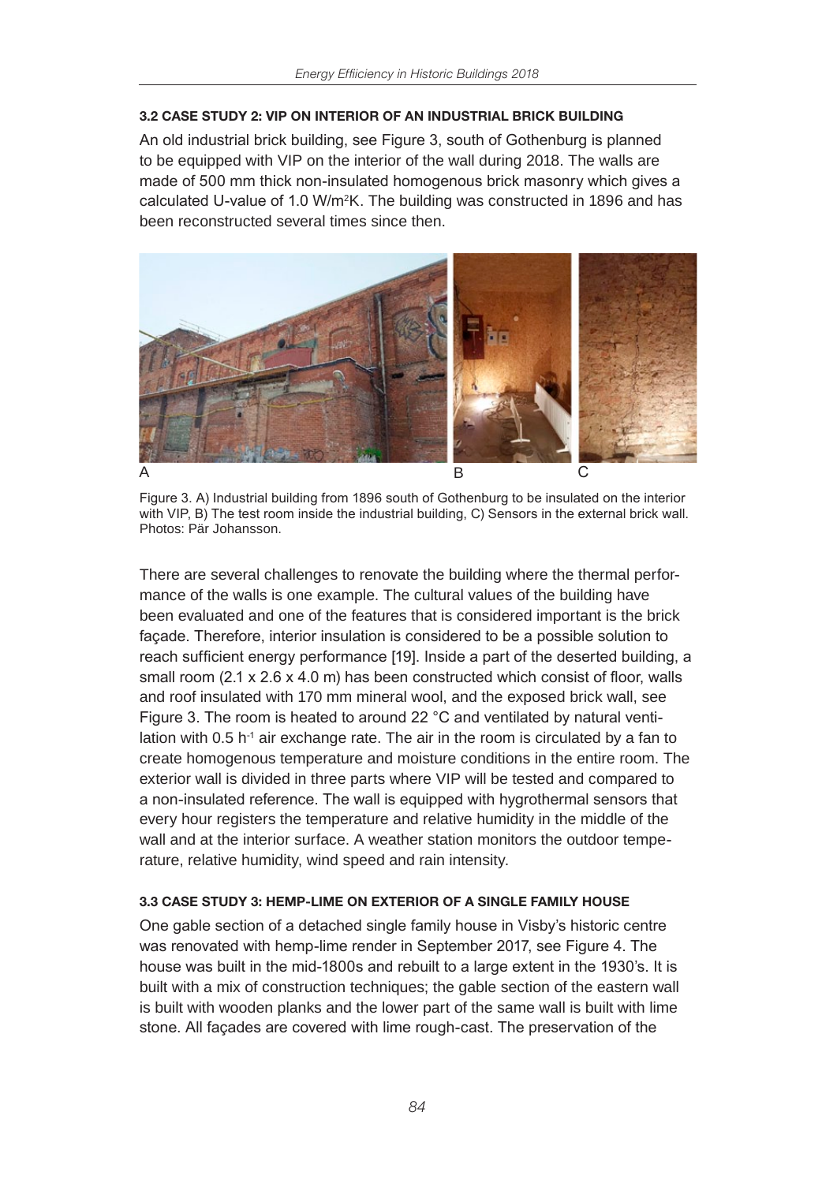### 3.2 CASE STUDY 2: VIP ON INTERIOR OF AN INDUSTRIAL BRICK BUILDING

An old industrial brick building, see Figure 3, south of Gothenburg is planned to be equipped with VIP on the interior of the wall during 2018. The walls are made of 500 mm thick non-insulated homogenous brick masonry which gives a calculated U-value of 1.0 $W/m^2K$. The building was constructed in 1896 and has been reconstructed several times since then.

Figure 3. A) Industrial building from 1896 south of Gothenburg to be insulated on the interior with VIP, B) The test room inside the industrial building, C) Sensors in the external brick wall. Photos: Pär Johansson.

There are several challenges to renovate the building where the thermal performance of the walls is one example. The cultural values of the building have been evaluated and one of the features that is considered important is the brick façade. Therefore, interior insulation is considered to be a possible solution to reach sufficient energy performance [19]. Inside a part of the deserted building, a small room (2.1 x 2.6 x 4.0 m) has been constructed which consist of floor, walls and roof insulated with 170 mm mineral wool, and the exposed brick wall, see Figure 3. The room is heated to around 22 °C and ventilated by natural ventilation with 0.5 $h^{-1}$ air exchange rate. The air in the room is circulated by a fan to create homogenous temperature and moisture conditions in the entire room. The exterior wall is divided in three parts where VIP will be tested and compared to a non-insulated reference. The wall is equipped with hygrothermal sensors that every hour registers the temperature and relative humidity in the middle of the wall and at the interior surface. A weather station monitors the outdoor temperature, relative humidity, wind speed and rain intensity.

### 3.3 CASE STUDY 3: HEMP-LIME ON EXTERIOR OF A SINGLE FAMILY HOUSE

One gable section of a detached single family house in Visby's historic centre was renovated with hemp-lime render in September 2017, see Figure 4. The house was built in the mid-1800s and rebuilt to a large extent in the 1930's. It is built with a mix of construction techniques; the gable section of the eastern wall is built with wooden planks and the lower part of the same wall is built with lime stone. All façades are covered with lime rough-cast. The preservation of the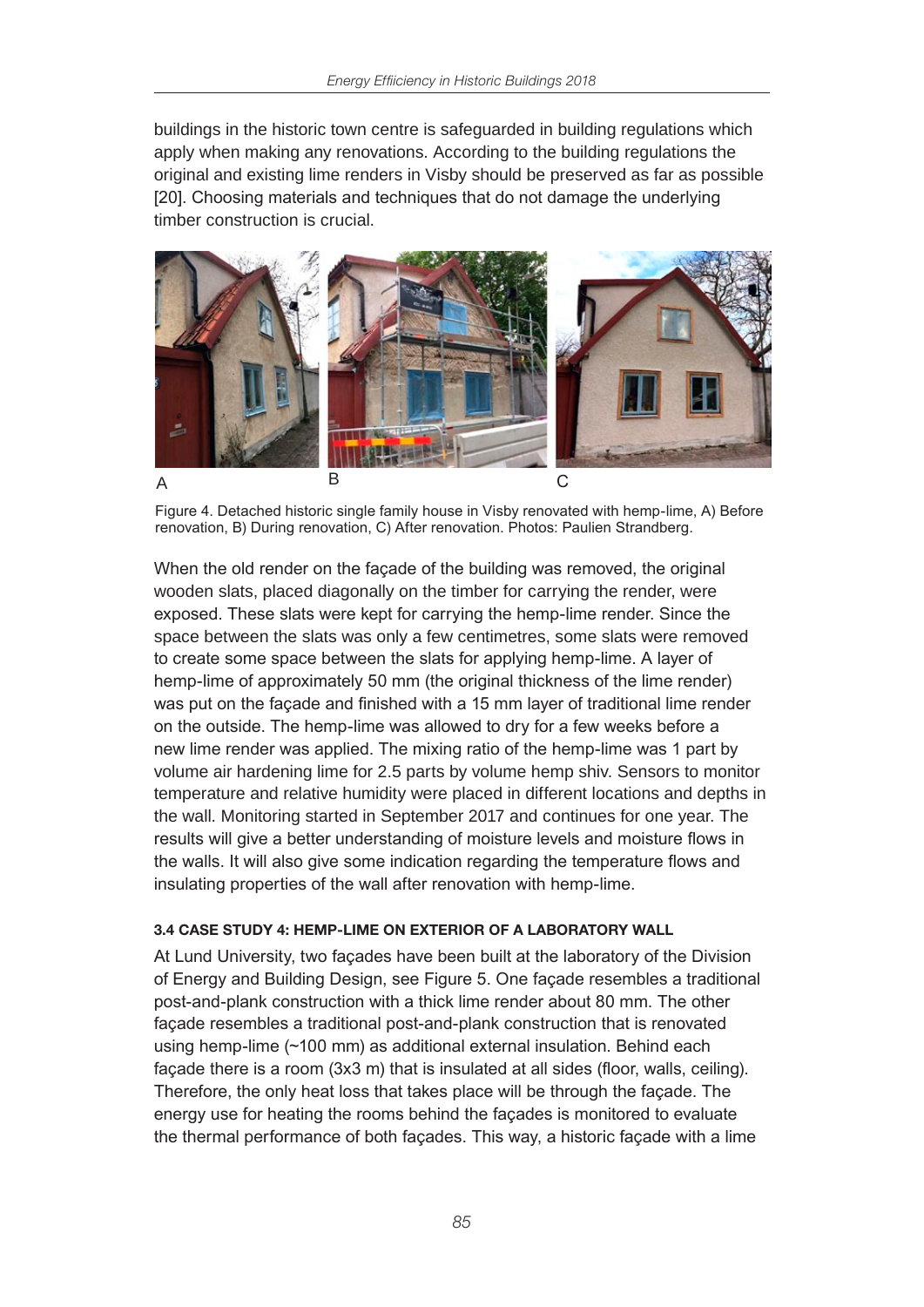buildings in the historic town centre is safeguarded in building regulations which apply when making any renovations. According to the building regulations the original and existing lime renders in Visby should be preserved as far as possible [20]. Choosing materials and techniques that do not damage the underlying timber construction is crucial.

Figure 4. Detached historic single family house in Visby renovated with hemp-lime, A) Before renovation, B) During renovation, C) After renovation. Photos: Paulien Strandberg.

When the old render on the façade of the building was removed, the original wooden slats, placed diagonally on the timber for carrying the render, were exposed. These slats were kept for carrying the hemp-lime render. Since the space between the slats was only a few centimetres, some slats were removed to create some space between the slats for applying hemp-lime. A layer of hemp-lime of approximately 50 mm (the original thickness of the lime render) was put on the façade and finished with a 15 mm layer of traditional lime render on the outside. The hemp-lime was allowed to dry for a few weeks before a new lime render was applied. The mixing ratio of the hemp-lime was 1 part by volume air hardening lime for 2.5 parts by volume hemp shiv. Sensors to monitor temperature and relative humidity were placed in different locations and depths in the wall. Monitoring started in September 2017 and continues for one year. The results will give a better understanding of moisture levels and moisture flows in the walls. It will also give some indication regarding the temperature flows and insulating properties of the wall after renovation with hemp-lime.

### 3.4 CASE STUDY 4: HEMP-LIME ON EXTERIOR OF A LABORATORY WALL

At Lund University, two façades have been built at the laboratory of the Division of Energy and Building Design, see Figure 5. One façade resembles a traditional post-and-plank construction with a thick lime render about 80 mm. The other façade resembles a traditional post-and-plank construction that is renovated using hemp-lime (~100 mm) as additional external insulation. Behind each façade there is a room (3x3 m) that is insulated at all sides (floor, walls, ceiling). Therefore, the only heat loss that takes place will be through the façade. The energy use for heating the rooms behind the façades is monitored to evaluate the thermal performance of both façades. This way, a historic façade with a lime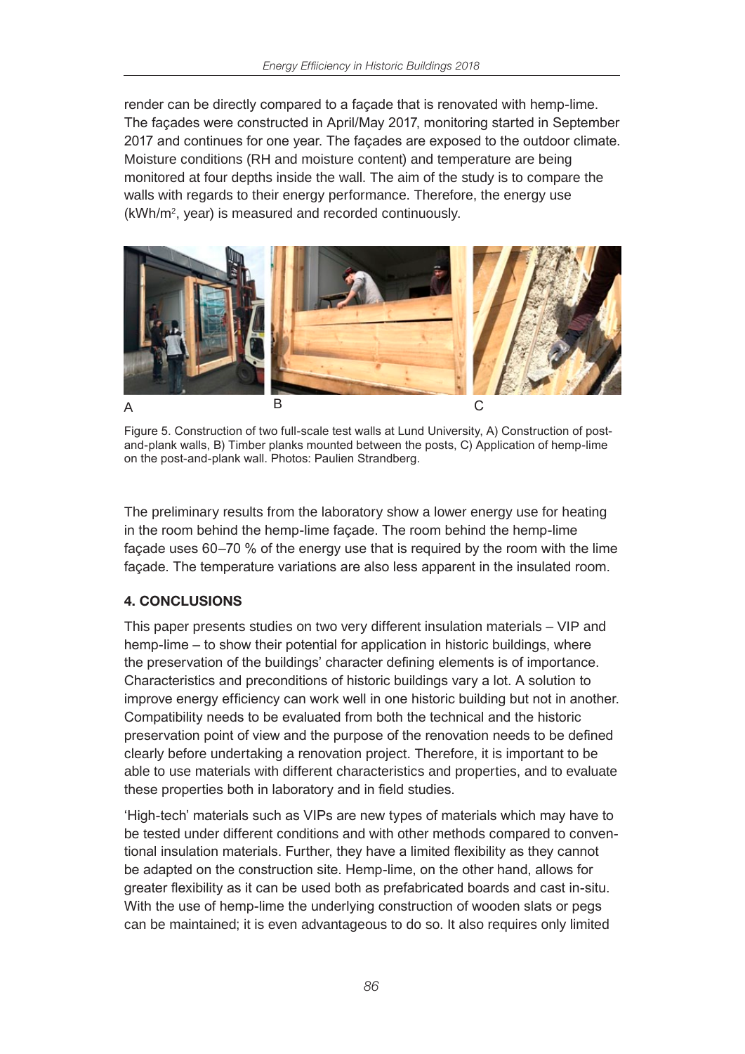render can be directly compared to a façade that is renovated with hemp-lime. The façades were constructed in April/May 2017, monitoring started in September 2017 and continues for one year. The façades are exposed to the outdoor climate. Moisture conditions (RH and moisture content) and temperature are being monitored at four depths inside the wall. The aim of the study is to compare the walls with regards to their energy performance. Therefore, the energy use (kWh/m$^2$, year) is measured and recorded continuously.

Figure 5. Construction of two full-scale test walls at Lund University, A) Construction of post-and-plank walls, B) Timber planks mounted between the posts, C) Application of hemp-lime on the post-and-plank wall. Photos: Paulien Strandberg.

The preliminary results from the laboratory show a lower energy use for heating in the room behind the hemp-lime façade. The room behind the hemp-lime façade uses 60–70 % of the energy use that is required by the room with the lime façade. The temperature variations are also less apparent in the insulated room.

## 4. CONCLUSIONS

This paper presents studies on two very different insulation materials – VIP and hemp-lime – to show their potential for application in historic buildings, where the preservation of the buildings' character defining elements is of importance. Characteristics and preconditions of historic buildings vary a lot. A solution to improve energy efficiency can work well in one historic building but not in another. Compatibility needs to be evaluated from both the technical and the historic preservation point of view and the purpose of the renovation needs to be defined clearly before undertaking a renovation project. Therefore, it is important to be able to use materials with different characteristics and properties, and to evaluate these properties both in laboratory and in field studies.

'High-tech' materials such as VIPs are new types of materials which may have to be tested under different conditions and with other methods compared to conventional insulation materials. Further, they have a limited flexibility as they cannot be adapted on the construction site. Hemp-lime, on the other hand, allows for greater flexibility as it can be used both as prefabricated boards and cast in-situ. With the use of hemp-lime the underlying construction of wooden slats or pegs can be maintained; it is even advantageous to do so. It also requires only limited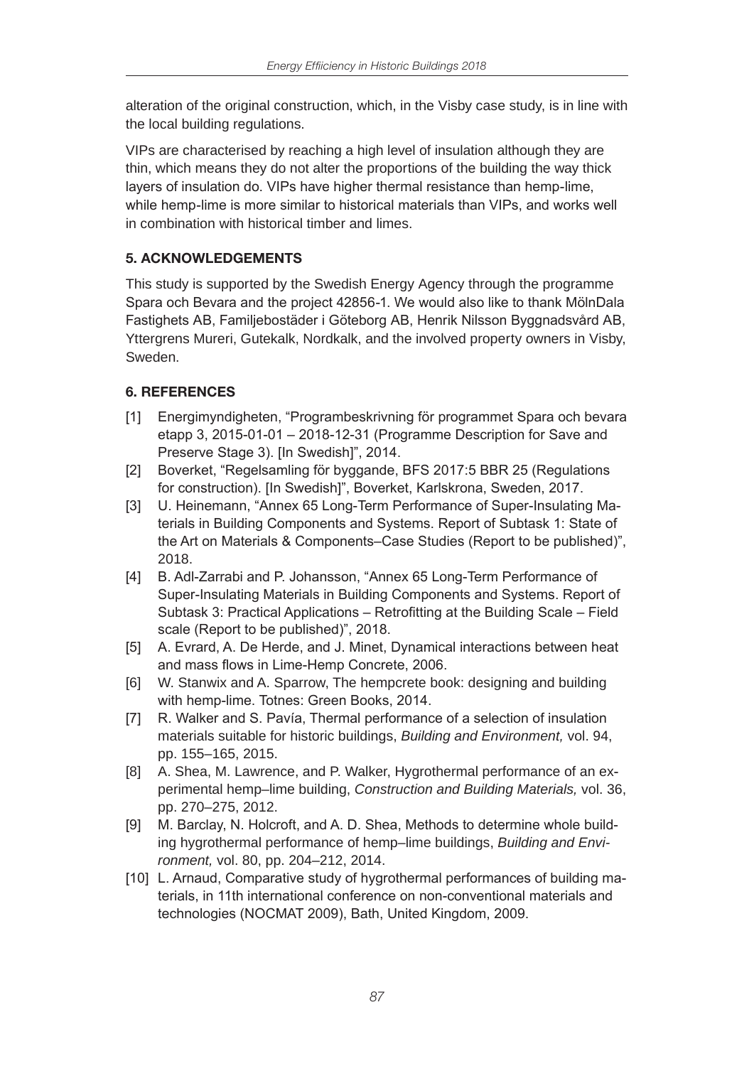alteration of the original construction, which, in the Visby case study, is in line with the local building regulations.

VIPs are characterised by reaching a high level of insulation although they are thin, which means they do not alter the proportions of the building the way thick layers of insulation do. VIPs have higher thermal resistance than hemp-lime, while hemp-lime is more similar to historical materials than VIPs, and works well in combination with historical timber and limes.

## 5. ACKNOWLEDGEMENTS

This study is supported by the Swedish Energy Agency through the programme Spara och Bevara and the project 42856-1. We would also like to thank MölnDala Fastighets AB, Familjebostäder i Göteborg AB, Henrik Nilsson Byggnadsvård AB, Yttergrens Mureri, Gutekalk, Nordkalk, and the involved property owners in Visby, Sweden.

## 6. REFERENCES

[1] Energimyndigheten, "Programbeskrivning för programmet Spara och bevara etapp 3, 2015-01-01 – 2018-12-31 (Programme Description for Save and Preserve Stage 3). [In Swedish]", 2014.

[2] Boverket, "Regelsamling för byggande, BFS 2017:5 BBR 25 (Regulations for construction). [In Swedish]", Boverket, Karlskrona, Sweden, 2017.

[3] U. Heinemann, "Annex 65 Long-Term Performance of Super-Insulating Materials in Building Components and Systems. Report of Subtask 1: State of the Art on Materials & Components–Case Studies (Report to be published)", 2018.

[4] B. Adl-Zarrabi and P. Johansson, "Annex 65 Long-Term Performance of Super-Insulating Materials in Building Components and Systems. Report of Subtask 3: Practical Applications – Retrofitting at the Building Scale – Field scale (Report to be published)", 2018.

[5] A. Evrard, A. De Herde, and J. Minet, Dynamical interactions between heat and mass flows in Lime-Hemp Concrete, 2006.

[6] W. Stanwix and A. Sparrow, The hempcrete book: designing and building with hemp-lime. Totnes: Green Books, 2014.

[7] R. Walker and S. Pavía, Thermal performance of a selection of insulation materials suitable for historic buildings, *Building and Environment,* vol. 94, pp. 155–165, 2015.

[8] A. Shea, M. Lawrence, and P. Walker, Hygrothermal performance of an experimental hemp–lime building, *Construction and Building Materials,* vol. 36, pp. 270–275, 2012.

[9] M. Barclay, N. Holcroft, and A. D. Shea, Methods to determine whole building hygrothermal performance of hemp–lime buildings, *Building and Environment,* vol. 80, pp. 204–212, 2014.

[10] L. Arnaud, Comparative study of hygrothermal performances of building materials, in 11th international conference on non-conventional materials and technologies (NOCMAT 2009), Bath, United Kingdom, 2009.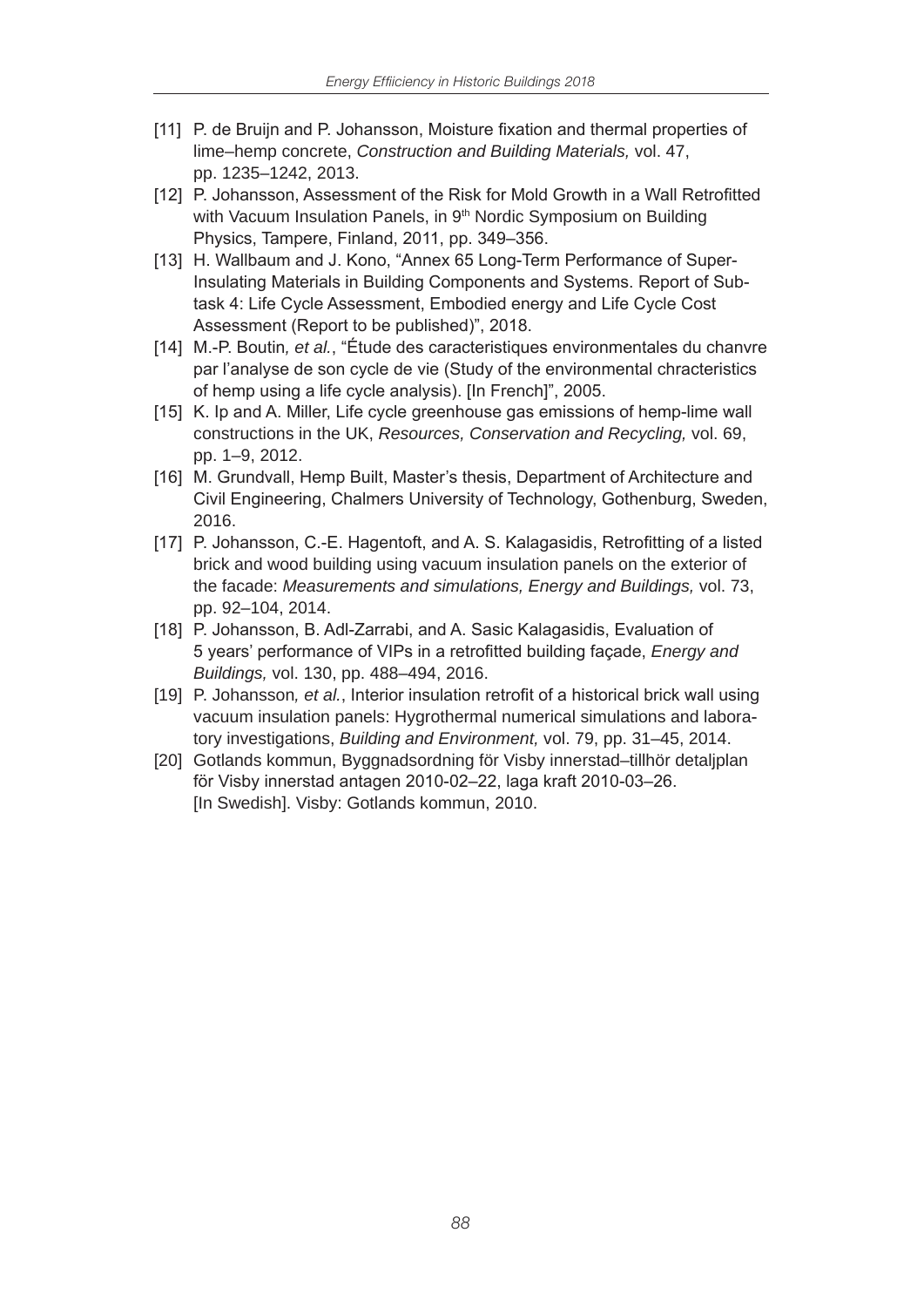[11] P. de Bruijn and P. Johansson, Moisture fixation and thermal properties of lime–hemp concrete, *Construction and Building Materials,* vol. 47, pp. 1235–1242, 2013.

[12] P. Johansson, Assessment of the Risk for Mold Growth in a Wall Retrofitted with Vacuum Insulation Panels, in 9th Nordic Symposium on Building Physics, Tampere, Finland, 2011, pp. 349–356.

[13] H. Wallbaum and J. Kono, "Annex 65 Long-Term Performance of Super-Insulating Materials in Building Components and Systems. Report of Subtask 4: Life Cycle Assessment, Embodied energy and Life Cycle Cost Assessment (Report to be published)", 2018.

[14] M.-P. Boutin*, et al.*, "Étude des caracteristiques environmentales du chanvre par l'analyse de son cycle de vie (Study of the environmental chracteristics of hemp using a life cycle analysis). [In French]", 2005.

[15] K. Ip and A. Miller, Life cycle greenhouse gas emissions of hemp-lime wall constructions in the UK, *Resources, Conservation and Recycling,* vol. 69, pp. 1–9, 2012.

[16] M. Grundvall, Hemp Built, Master's thesis, Department of Architecture and Civil Engineering, Chalmers University of Technology, Gothenburg, Sweden, 2016.

[17] P. Johansson, C.-E. Hagentoft, and A. S. Kalagasidis, Retrofitting of a listed brick and wood building using vacuum insulation panels on the exterior of the facade: *Measurements and simulations, Energy and Buildings,* vol. 73, pp. 92–104, 2014.

[18] P. Johansson, B. Adl-Zarrabi, and A. Sasic Kalagasidis, Evaluation of 5 years' performance of VIPs in a retrofitted building façade, *Energy and Buildings,* vol. 130, pp. 488–494, 2016.

[19] P. Johansson*, et al.*, Interior insulation retrofit of a historical brick wall using vacuum insulation panels: Hygrothermal numerical simulations and laboratory investigations, *Building and Environment,* vol. 79, pp. 31–45, 2014.

[20] Gotlands kommun, Byggnadsordning för Visby innerstad–tillhör detaljplan för Visby innerstad antagen 2010-02–22, laga kraft 2010-03–26. [In Swedish]. Visby: Gotlands kommun, 2010.